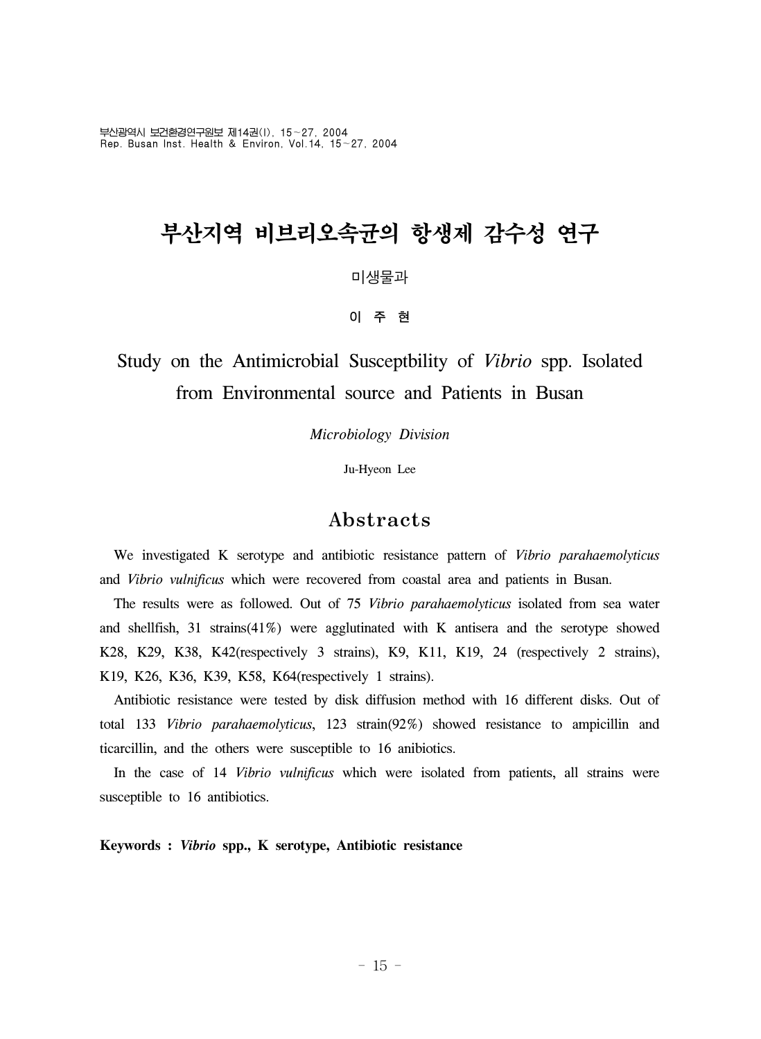# 부산지역 비브리오속균의 항생제 감수성 연구

미생물과

**이 주 현**

## Study on the Antimicrobial Susceptbility of *Vibrio* spp. Isolated from Environmental source and Patients in Busan

*Microbiology Division*

Ju-Hyeon Lee

## Abstracts

We investigated K serotype and antibiotic resistance pattern of *Vibrio parahaemolyticus* and *Vibrio vulnificus* which were recovered from coastal area and patients in Busan.

The results were as followed. Out of 75 *Vibrio parahaemolyticus* isolated from sea water and shellfish, 31 strains(41%) were agglutinated with K antisera and the serotype showed K28, K29, K38, K42(respectively 3 strains), K9, K11, K19, 24 (respectively 2 strains), K19, K26, K36, K39, K58, K64(respectively 1 strains).

Antibiotic resistance were tested by disk diffusion method with 16 different disks. Out of total 133 *Vibrio parahaemolyticus*, 123 strain(92%) showed resistance to ampicillin and ticarcillin, and the others were susceptible to 16 anibiotics.

In the case of 14 *Vibrio vulnificus* which were isolated from patients, all strains were susceptible to 16 antibiotics.

**Keywords : *Vibrio* spp., K serotype, Antibiotic resistance**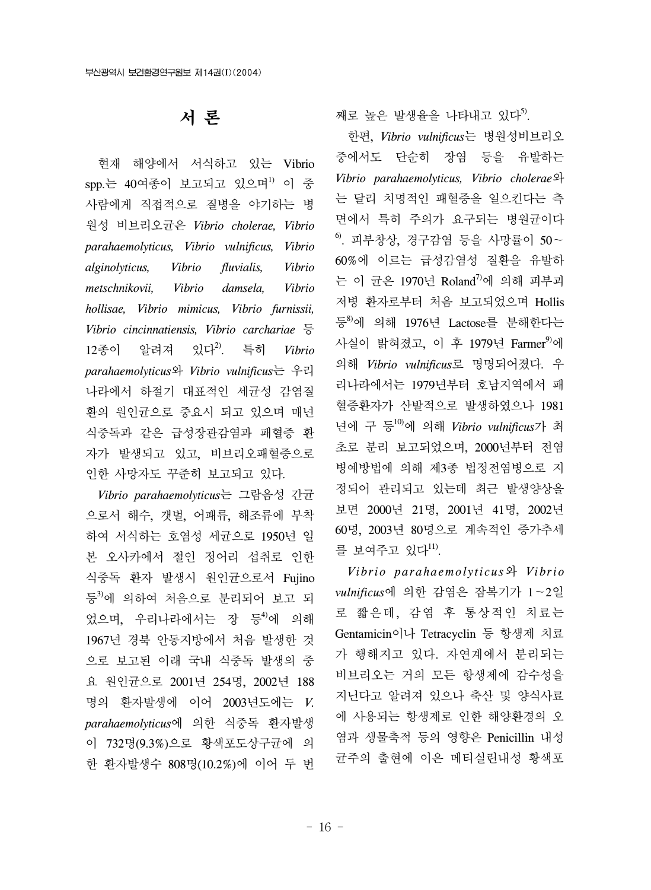# 서 론

현재 해양에서 서식하고 있는 Vibrio spp.는 40여종이 보고되고 있으며[1] 이 중 사람에게 직접적으로 질병을 야기하는 병원성 비브리오균은 *Vibrio cholerae, Vibrio parahaemolyticus, Vibrio vulnificus, Vibrio alginolyticus, Vibrio fluvialis, Vibrio metschnikovii, Vibrio damsela, Vibrio hollisae, Vibrio mimicus, Vibrio furnissii, Vibrio cincinnatiensis, Vibrio carchariae* 등 12종이 알려져 있다[2]. 특히 *Vibrio parahaemolyticus*와 *Vibrio vulnificus*는 우리나라에서 하절기 대표적인 세균성 감염질환의 원인균으로 중요시 되고 있으며 매년 식중독과 같은 급성장관감염과 패혈증 환자가 발생되고 있고, 비브리오패혈증으로 인한 사망자도 꾸준히 보고되고 있다.

*Vibrio parahaemolyticus*는 그람음성 간균으로서 해수, 갯벌, 어패류, 해조류에 부착하여 서식하는 호염성 세균으로 1950년 일본 오사카에서 절인 정어리 섭취로 인한 식중독 환자 발생시 원인균으로서 Fujino 등[3]에 의하여 처음으로 분리되어 보고 되었으며, 우리나라에서는 장 등[4]에 의해 1967년 경북 안동지방에서 처음 발생한 것으로 보고된 이래 국내 식중독 발생의 중요 원인균으로 2001년 254명, 2002년 188명의 환자발생에 이어 2003년도에는 *V. parahaemolyticus*에 의한 식중독 환자발생이 732명(9.3%)으로 황색포도상구균에 의한 환자발생수 808명(10.2%)에 이어 두 번째로 높은 발생율을 나타내고 있다[5].

한편, *Vibrio vulnificus*는 병원성비브리오 중에서도 단순히 장염 등을 유발하는 *Vibrio parahaemolyticus, Vibrio cholerae*와는 달리 치명적인 패혈증을 일으킨다는 측면에서 특히 주의가 요구되는 병원균이다[6]. 피부창상, 경구감염 등을 사망률이 50∼60%에 이르는 급성감염성 질환을 유발하는 이 균은 1970년 Roland[7]에 의해 피부괴저병 환자로부터 처음 보고되었으며 Hollis 등[8]에 의해 1976년 Lactose를 분해한다는 사실이 밝혀졌고, 이 후 1979년 Farmer[9]에 의해 *Vibrio vulnificus*로 명명되어졌다. 우리나라에서는 1979년부터 호남지역에서 패혈증환자가 산발적으로 발생하였으나 1981년에 구 등[10]에 의해 *Vibrio vulnificus*가 최초로 분리 보고되었으며, 2000년부터 전염병예방법에 의해 제3종 법정전염병으로 지정되어 관리되고 있는데 최근 발생양상을 보면 2000년 21명, 2001년 41명, 2002년 60명, 2003년 80명으로 계속적인 증가추세를 보여주고 있다[11].

*Vibrio parahaemolyticus*와 *Vibrio vulnificus*에 의한 감염은 잠복기가 1∼2일로 짧은데, 감염 후 통상적인 치료는 Gentamicin이나 Tetracyclin 등 항생제 치료가 행해지고 있다. 자연계에서 분리되는 비브리오는 거의 모든 항생제에 감수성을 지닌다고 알려져 있으나 축산 및 양식사료에 사용되는 항생제로 인한 해양환경의 오염과 생물축적 등의 영향은 Penicillin 내성균주의 출현에 이은 메티실린내성 황색포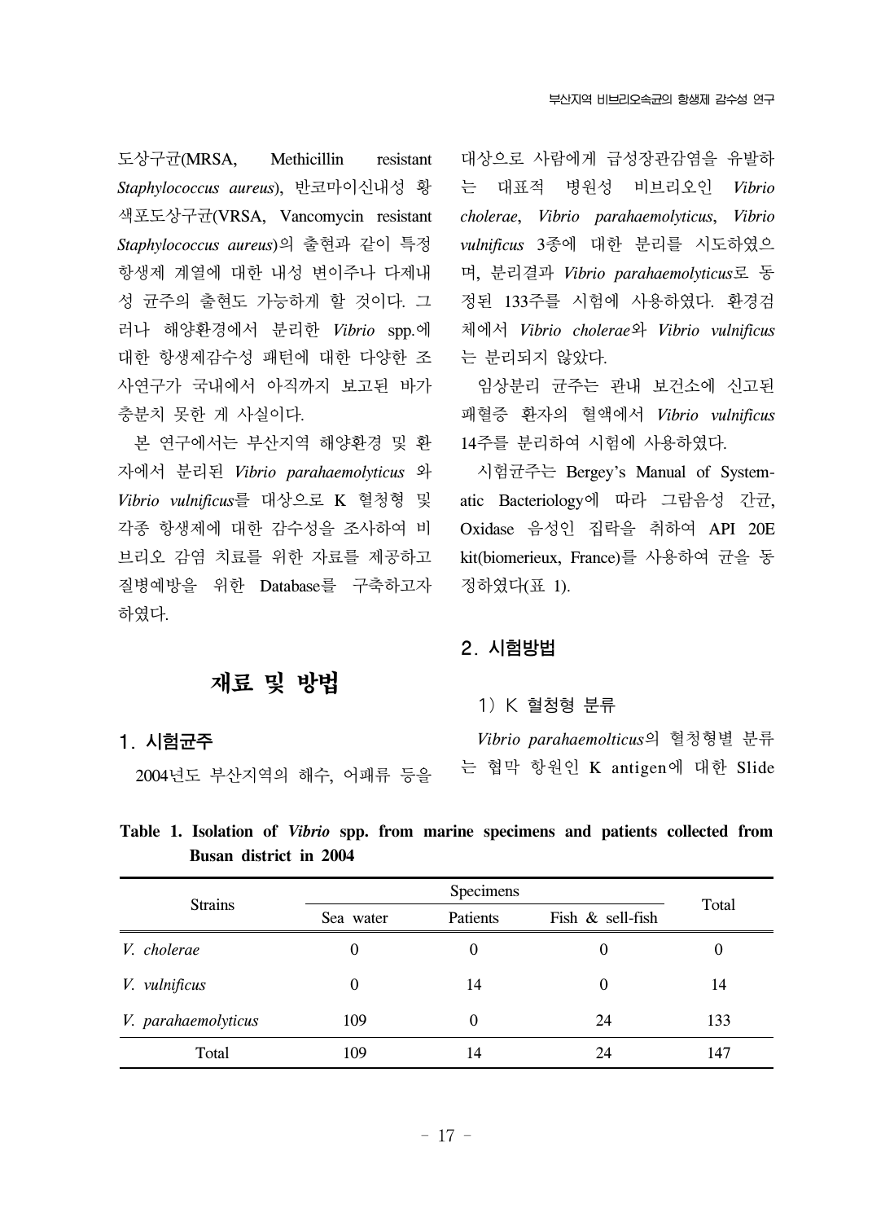도상구균(MRSA, Methicillin resistant *Staphylococcus aureus*), 반코마이신내성 황색포도상구균(VRSA, Vancomycin resistant *Staphylococcus aureus*)의 출현과 같이 특정 항생제 계열에 대한 내성 변이주나 다제내성 균주의 출현도 가능하게 할 것이다. 그러나 해양환경에서 분리한 *Vibrio* spp.에 대한 항생제감수성 패턴에 대한 다양한 조사연구가 국내에서 아직까지 보고된 바가 충분치 못한 게 사실이다.

본 연구에서는 부산지역 해양환경 및 환자에서 분리된 *Vibrio parahaemolyticus* 와 *Vibrio vulnificus*를 대상으로 K 혈청형 및 각종 항생제에 대한 감수성을 조사하여 비브리오 감염 치료를 위한 자료를 제공하고 질병예방을 위한 Database를 구축하고자 하였다.

# 재료 및 방법

## 1. 시험균주

2004년도 부산지역의 해수, 어패류 등을 대상으로 사람에게 급성장관감염을 유발하는 대표적 병원성 비브리오인 *Vibrio cholerae*, *Vibrio parahaemolyticus*, *Vibrio vulnificus* 3종에 대한 분리를 시도하였으며, 분리결과 *Vibrio parahaemolyticus*로 동정된 133주를 시험에 사용하였다. 환경검체에서 *Vibrio cholerae*와 *Vibrio vulnificus*는 분리되지 않았다.

임상분리 균주는 관내 보건소에 신고된 패혈증 환자의 혈액에서 *Vibrio vulnificus* 14주를 분리하여 시험에 사용하였다.

시험균주는 Bergey's Manual of Systematic Bacteriology에 따라 그람음성 간균, Oxidase 음성인 집락을 취하여 API 20E kit(biomerieux, France)를 사용하여 균을 동정하였다(표 1).

## 2. 시험방법

### 1) K 혈청형 분류

*Vibrio parahaemolticus*의 혈청형별 분류는 협막 항원인 K antigen에 대한 Slide

**Table 1. Isolation of *Vibrio* spp. from marine specimens and patients collected from Busan district in 2004**

| Strains | Specimens | | | Total |
|---|---|---|---|---|
| | Sea water | Patients | Fish & sell-fish | |
| *V. cholerae* | 0 | 0 | 0 | 0 |
| *V. vulnificus* | 0 | 14 | 0 | 14 |
| *V. parahaemolyticus* | 109 | 0 | 24 | 133 |
| Total | 109 | 14 | 24 | 147 |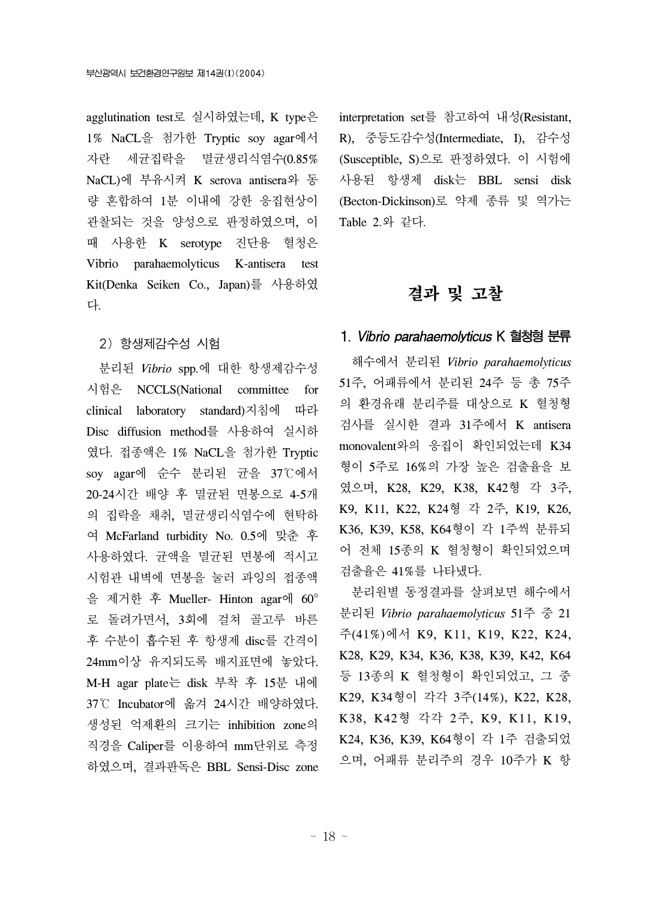agglutination test로 실시하였는데, K type은 1% NaCL을 첨가한 Tryptic soy agar에서 자란 세균집락을 멸균생리식염수(0.85% NaCL)에 부유시켜 K serova antisera와 동량 혼합하여 1분 이내에 강한 응집현상이 관찰되는 것을 양성으로 판정하였으며, 이 때 사용한 K serotype 진단용 혈청은 Vibrio parahaemolyticus K-antisera test Kit(Denka Seiken Co., Japan)를 사용하였다.

2) 항생제감수성 시험

분리된 *Vibrio* spp.에 대한 항생제감수성 시험은 NCCLS(National committee for clinical laboratory standard)지침에 따라 Disc diffusion method를 사용하여 실시하였다. 접종액은 1% NaCL을 첨가한 Tryptic soy agar에 순수 분리된 균을 37℃에서 20-24시간 배양 후 멸균된 면봉으로 4-5개의 집락을 채취, 멸균생리식염수에 현탁하여 McFarland turbidity No. 0.5에 맞춘 후 사용하였다. 균액을 멸균된 면봉에 적시고 시험관 내벽에 면봉을 눌러 과잉의 접종액을 제거한 후 Mueller- Hinton agar에 60°로 돌려가면서, 3회에 걸쳐 골고루 바른 후 수분이 흡수된 후 항생제 disc를 간격이 24mm이상 유지되도록 배지표면에 놓았다. M-H agar plate는 disk 부착 후 15분 내에 37℃ Incubator에 옮겨 24시간 배양하였다. 생성된 억제환의 크기는 inhibition zone의 직경을 Caliper를 이용하여 mm단위로 측정하였으며, 결과판독은 BBL Sensi-Disc zone interpretation set를 참고하여 내성(Resistant, R), 중등도감수성(Intermediate, I), 감수성(Susceptible, S)으로 판정하였다. 이 시험에 사용된 항생제 disk는 BBL sensi disk (Becton-Dickinson)로 약제 종류 및 역가는 Table 2.와 같다.

# 결과 및 고찰

## 1. *Vibrio parahaemolyticus* K 혈청형 분류

해수에서 분리된 *Vibrio parahaemolyticus* 51주, 어패류에서 분리된 24주 등 총 75주의 환경유래 분리주를 대상으로 K 혈청형 검사를 실시한 결과 31주에서 K antisera monovalent와의 응집이 확인되었는데 K34형이 5주로 16%의 가장 높은 검출율을 보였으며, K28, K29, K38, K42형 각 3주, K9, K11, K22, K24형 각 2주, K19, K26, K36, K39, K58, K64형이 각 1주씩 분류되어 전체 15종의 K 혈청형이 확인되었으며 검출율은 41%를 나타냈다.

분리원별 동정결과를 살펴보면 해수에서 분리된 *Vibrio parahaemolyticus* 51주 중 21주(41%)에서 K9, K11, K19, K22, K24, K28, K29, K34, K36, K38, K39, K42, K64 등 13종의 K 혈청형이 확인되었고, 그 중 K29, K34형이 각각 3주(14%), K22, K28, K38, K42형 각각 2주, K9, K11, K19, K24, K36, K39, K64형이 각 1주 검출되었으며, 어패류 분리주의 경우 10주가 K 항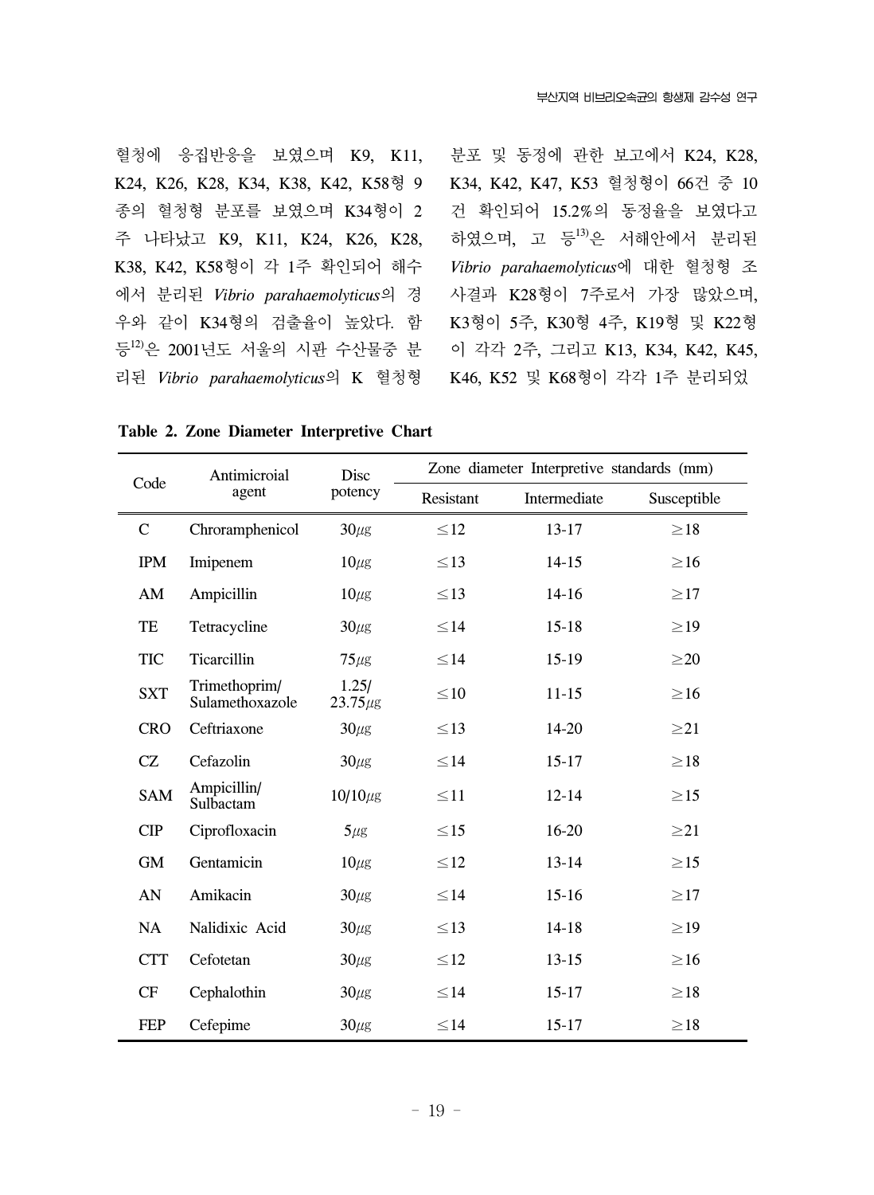혈청에 응집반응을 보였으며 K9, K11, K24, K26, K28, K34, K38, K42, K58형 9종의 혈청형 분포를 보였으며 K34형이 2주 나타났고 K9, K11, K24, K26, K28, K38, K42, K58형이 각 1주 확인되어 해수에서 분리된 *Vibrio parahaemolyticus*의 경우와 같이 K34형의 검출율이 높았다. 함 등[12]은 2001년도 서울의 시판 수산물중 분리된 *Vibrio parahaemolyticus*의 K 혈청형 분포 및 동정에 관한 보고에서 K24, K28, K34, K42, K47, K53 혈청형이 66건 중 10건 확인되어 15.2%의 동정율을 보였다고 하였으며, 고 등[13]은 서해안에서 분리된 *Vibrio parahaemolyticus*에 대한 혈청형 조사결과 K28형이 7주로서 가장 많았으며, K3형이 5주, K30형 4주, K19형 및 K22형이 각각 2주, 그리고 K13, K34, K42, K45, K46, K52 및 K68형이 각각 1주 분리되었

**Table 2. Zone Diameter Interpretive Chart**

| Code | Antimicroial agent | Disc potency | Zone diameter Interpretive standards (mm) | | |
|---|---|---|---|---|---|
| | | | Resistant | Intermediate | Susceptible |
| C | Chroramphenicol | 30㎍ | ≤12 | 13-17 | ≥18 |
| IPM | Imipenem | 10㎍ | ≤13 | 14-15 | ≥16 |
| AM | Ampicillin | 10㎍ | ≤13 | 14-16 | ≥17 |
| TE | Tetracycline | 30㎍ | ≤14 | 15-18 | ≥19 |
| TIC | Ticarcillin | 75㎍ | ≤14 | 15-19 | ≥20 |
| SXT | Trimethoprim/ Sulamethoxazole | 1.25/ 23.75㎍ | ≤10 | 11-15 | ≥16 |
| CRO | Ceftriaxone | 30㎍ | ≤13 | 14-20 | ≥21 |
| CZ | Cefazolin | 30㎍ | ≤14 | 15-17 | ≥18 |
| SAM | Ampicillin/ Sulbactam | 10/10㎍ | ≤11 | 12-14 | ≥15 |
| CIP | Ciprofloxacin | 5㎍ | ≤15 | 16-20 | ≥21 |
| GM | Gentamicin | 10㎍ | ≤12 | 13-14 | ≥15 |
| AN | Amikacin | 30㎍ | ≤14 | 15-16 | ≥17 |
| NA | Nalidixic Acid | 30㎍ | ≤13 | 14-18 | ≥19 |
| CTT | Cefotetan | 30㎍ | ≤12 | 13-15 | ≥16 |
| CF | Cephalothin | 30㎍ | ≤14 | 15-17 | ≥18 |
| FEP | Cefepime | 30㎍ | ≤14 | 15-17 | ≥18 |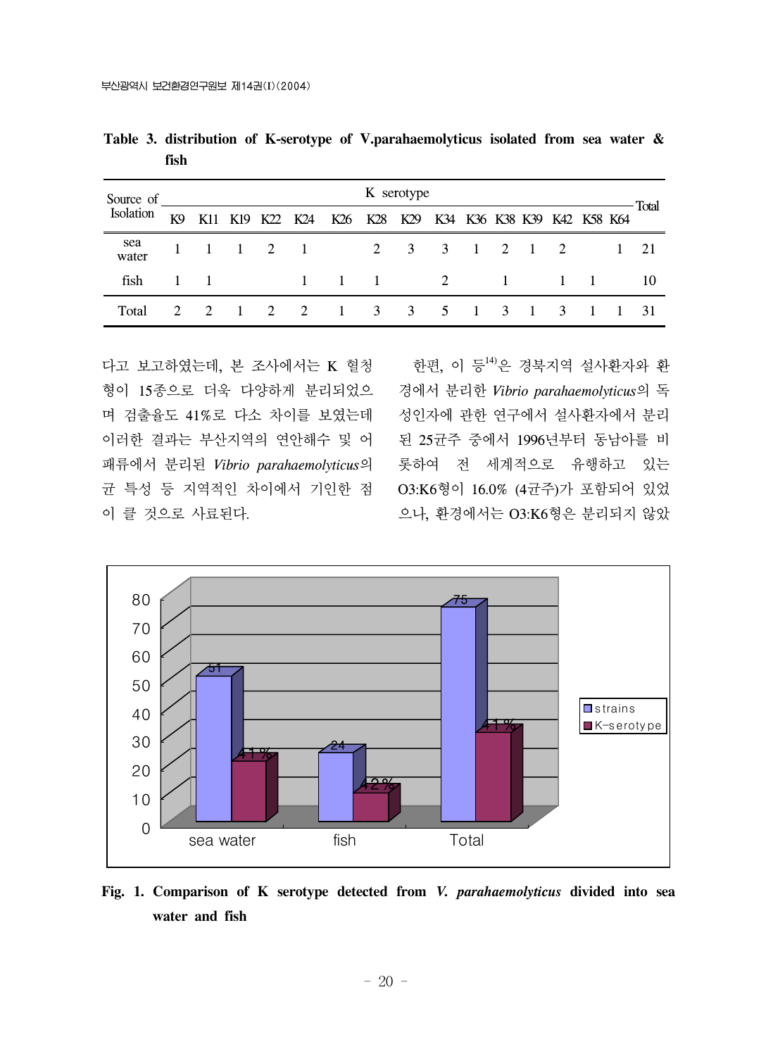**Table 3. distribution of K-serotype of V.parahaemolyticus isolated from sea water & fish**

| Source of Isolation | K serotype | | | | | | | | | | | | | | | Total |
|---|---|---|---|---|---|---|---|---|---|---|---|---|---|---|---|---|
| | K9 | K11 | K19 | K22 | K24 | K26 | K28 | K29 | K34 | K36 | K38 | K39 | K42 | K58 | K64 | |
| sea water | 1 | 1 | 1 | 2 | 1 | | 2 | 3 | 3 | 1 | 2 | 1 | 2 | | 1 | 21 |
| fish | 1 | 1 | | | 1 | 1 | 1 | | 2 | | 1 | | 1 | 1 | | 10 |
| Total | 2 | 2 | 1 | 2 | 2 | 1 | 3 | 3 | 5 | 1 | 3 | 1 | 3 | 1 | 1 | 31 |

다고 보고하였는데, 본 조사에서는 K 혈청형이 15종으로 더욱 다양하게 분리되었으며 검출율도 41%로 다소 차이를 보였는데 이러한 결과는 부산지역의 연안해수 및 어패류에서 분리된 *Vibrio parahaemolyticus*의 균 특성 등 지역적인 차이에서 기인한 점이 클 것으로 사료된다.

한편, 이 등[14]은 경북지역 설사환자와 환경에서 분리한 *Vibrio parahaemolyticus*의 독성인자에 관한 연구에서 설사환자에서 분리된 25균주 중에서 1996년부터 동남아를 비롯하여 전 세계적으로 유행하고 있는 O3:K6형이 16.0% (4균주)가 포함되어 있었으나, 환경에서는 O3:K6형은 분리되지 않았

**Fig. 1. Comparison of K serotype detected from *V. parahaemolyticus* divided into sea water and fish**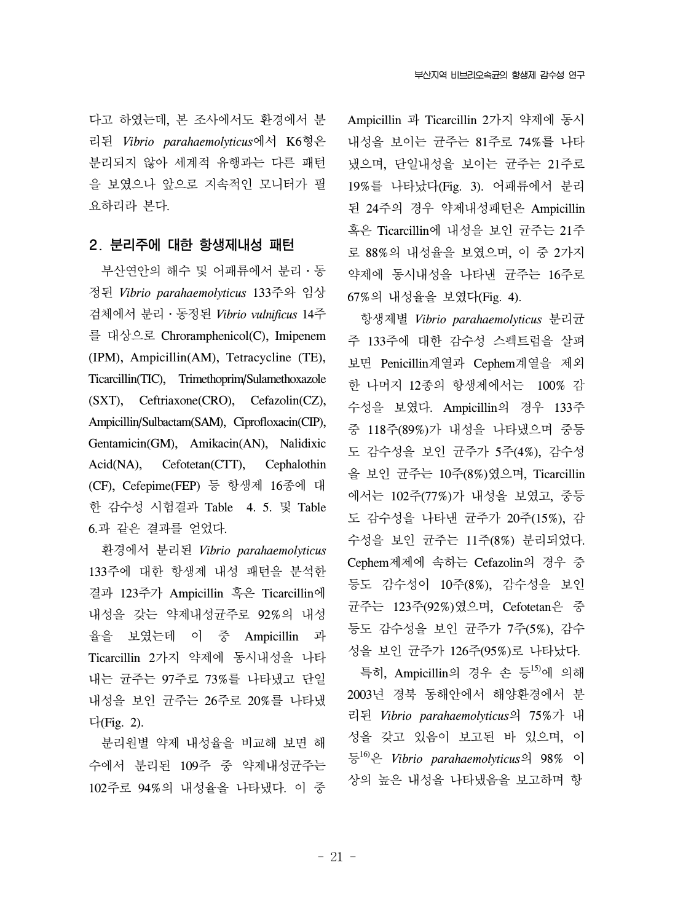다고 하였는데, 본 조사에서도 환경에서 분리된 *Vibrio parahaemolyticus*에서 K6형은 분리되지 않아 세계적 유행과는 다른 패턴을 보였으나 앞으로 지속적인 모니터가 필요하리라 본다.

## 2. 분리주에 대한 항생제내성 패턴

부산연안의 해수 및 어패류에서 분리 · 동정된 *Vibrio parahaemolyticus* 133주와 임상검체에서 분리 · 동정된 *Vibrio vulnificus* 14주를 대상으로 Chroramphenicol(C), Imipenem (IPM), Ampicillin(AM), Tetracycline (TE), Ticarcillin(TIC), Trimethoprim/Sulamethoxazole (SXT), Ceftriaxone(CRO), Cefazolin(CZ), Ampicillin/Sulbactam(SAM), Ciprofloxacin(CIP), Gentamicin(GM), Amikacin(AN), Nalidixic Acid(NA), Cefotetan(CTT), Cephalothin (CF), Cefepime(FEP) 등 항생제 16종에 대한 감수성 시험결과 Table 4. 5. 및 Table 6.과 같은 결과를 얻었다.

환경에서 분리된 *Vibrio parahaemolyticus* 133주에 대한 항생제 내성 패턴을 분석한 결과 123주가 Ampicillin 혹은 Ticarcillin에 내성을 갖는 약제내성균주로 92%의 내성율을 보였는데 이 중 Ampicillin 과 Ticarcillin 2가지 약제에 동시내성을 나타내는 균주는 97주로 73%를 나타냈고 단일내성을 보인 균주는 26주로 20%를 나타냈다(Fig. 2).

분리원별 약제 내성율을 비교해 보면 해수에서 분리된 109주 중 약제내성균주는 102주로 94%의 내성율을 나타냈다. 이 중 Ampicillin 과 Ticarcillin 2가지 약제에 동시내성을 보이는 균주는 81주로 74%를 나타냈으며, 단일내성을 보이는 균주는 21주로 19%를 나타났다(Fig. 3). 어패류에서 분리된 24주의 경우 약제내성패턴은 Ampicillin 혹은 Ticarcillin에 내성을 보인 균주는 21주로 88%의 내성율을 보였으며, 이 중 2가지 약제에 동시내성을 나타낸 균주는 16주로 67%의 내성율을 보였다(Fig. 4).

항생제별 *Vibrio parahaemolyticus* 분리균주 133주에 대한 감수성 스펙트럼을 살펴보면 Penicillin계열과 Cephem계열을 제외한 나머지 12종의 항생제에서는 100% 감수성을 보였다. Ampicillin의 경우 133주 중 118주(89%)가 내성을 나타냈으며 중등도 감수성을 보인 균주가 5주(4%), 감수성을 보인 균주는 10주(8%)였으며, Ticarcillin에서는 102주(77%)가 내성을 보였고, 중등도 감수성을 나타낸 균주가 20주(15%), 감수성을 보인 균주는 11주(8%) 분리되었다. Cephem제제에 속하는 Cefazolin의 경우 중등도 감수성이 10주(8%), 감수성을 보인 균주는 123주(92%)였으며, Cefotetan은 중등도 감수성을 보인 균주가 7주(5%), 감수성을 보인 균주가 126주(95%)로 나타났다.

특히, Ampicillin의 경우 손 등[15]에 의해 2003년 경북 동해안에서 해양환경에서 분리된 *Vibrio parahaemolyticus*의 75%가 내성을 갖고 있음이 보고된 바 있으며, 이 등[16]은 *Vibrio parahaemolyticus*의 98% 이상의 높은 내성을 나타냈음을 보고하며 항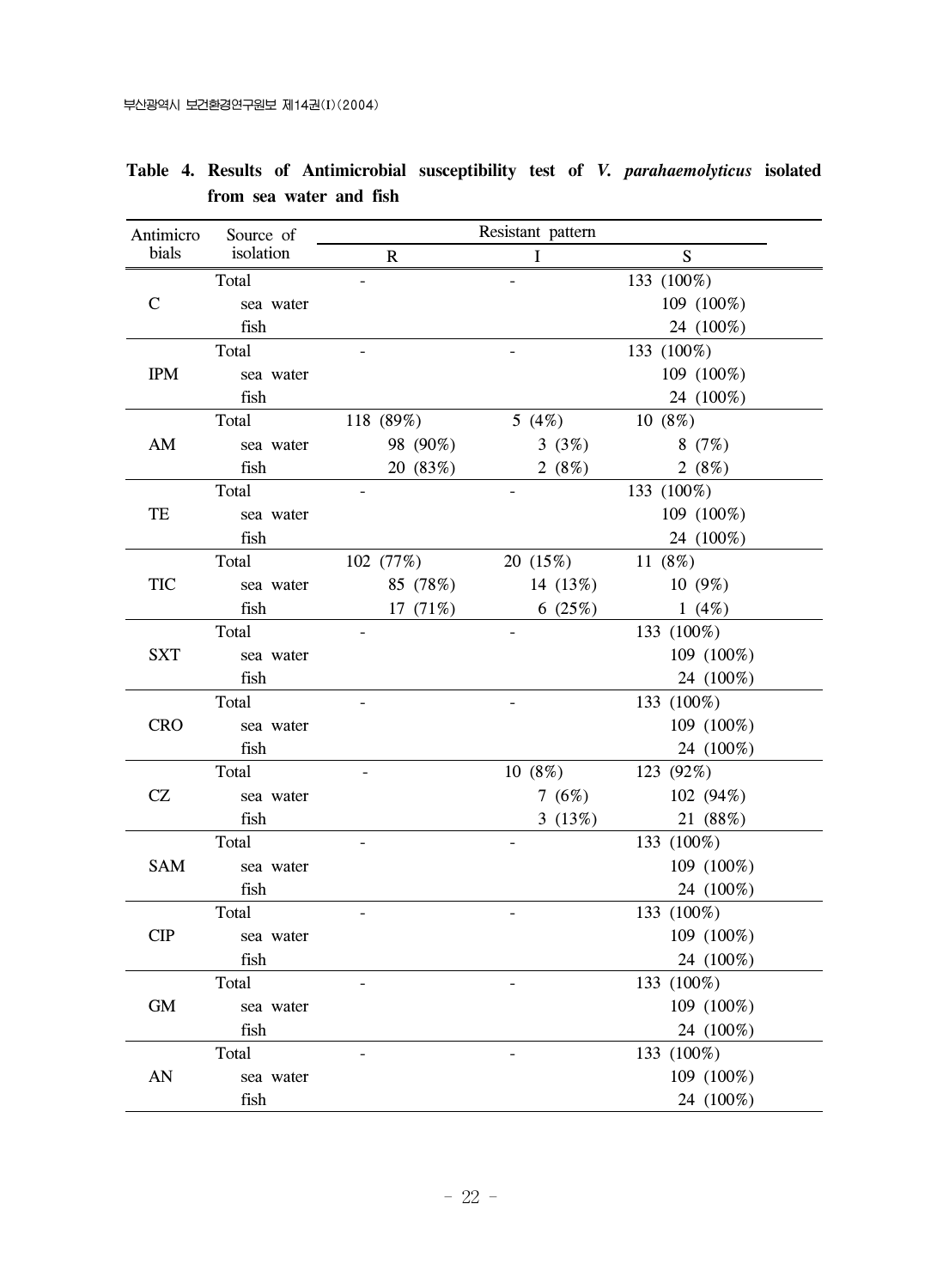**Table 4. Results of Antimicrobial susceptibility test of *V. parahaemolyticus* isolated from sea water and fish**

| Antimicrobials | Source of isolation | Resistant pattern | | |
|---|---|---|---|---|
| | | R | I | S |
| C | Total | - | - | 133 (100%) |
| | sea water | | | 109 (100%) |
| | fish | | | 24 (100%) |
| IPM | Total | - | - | 133 (100%) |
| | sea water | | | 109 (100%) |
| | fish | | | 24 (100%) |
| AM | Total | 118 (89%) | 5 (4%) | 10 (8%) |
| | sea water | 98 (90%) | 3 (3%) | 8 (7%) |
| | fish | 20 (83%) | 2 (8%) | 2 (8%) |
| TE | Total | - | - | 133 (100%) |
| | sea water | | | 109 (100%) |
| | fish | | | 24 (100%) |
| TIC | Total | 102 (77%) | 20 (15%) | 11 (8%) |
| | sea water | 85 (78%) | 14 (13%) | 10 (9%) |
| | fish | 17 (71%) | 6 (25%) | 1 (4%) |
| SXT | Total | - | - | 133 (100%) |
| | sea water | | | 109 (100%) |
| | fish | | | 24 (100%) |
| CRO | Total | - | - | 133 (100%) |
| | sea water | | | 109 (100%) |
| | fish | | | 24 (100%) |
| CZ | Total | - | 10 (8%) | 123 (92%) |
| | sea water | | 7 (6%) | 102 (94%) |
| | fish | | 3 (13%) | 21 (88%) |
| SAM | Total | - | - | 133 (100%) |
| | sea water | | | 109 (100%) |
| | fish | | | 24 (100%) |
| CIP | Total | - | - | 133 (100%) |
| | sea water | | | 109 (100%) |
| | fish | | | 24 (100%) |
| GM | Total | - | - | 133 (100%) |
| | sea water | | | 109 (100%) |
| | fish | | | 24 (100%) |
| AN | Total | - | - | 133 (100%) |
| | sea water | | | 109 (100%) |
| | fish | | | 24 (100%) |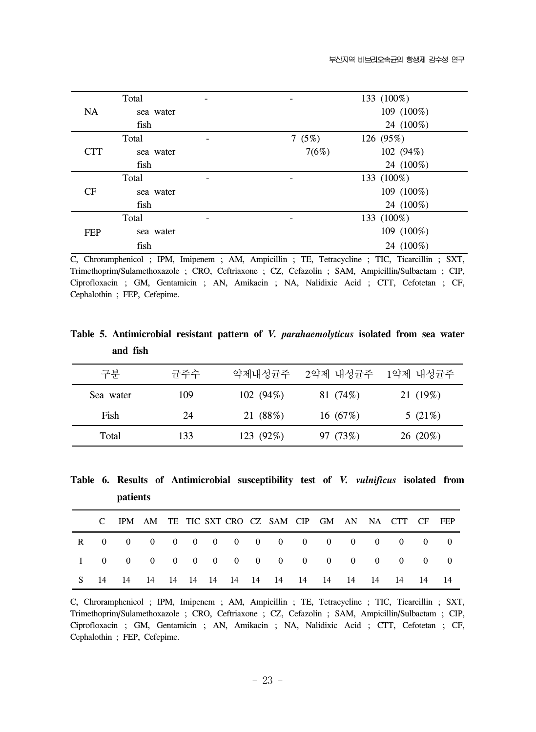| | | | | |
|---|---|---|---|---|
| NA | Total | - | - | 133 (100%) |
| | sea water | | | 109 (100%) |
| | fish | | | 24 (100%) |
| CTT | Total | - | 7 (5%) | 126 (95%) |
| | sea water | | 7(6%) | 102 (94%) |
| | fish | | | 24 (100%) |
| CF | Total | - | - | 133 (100%) |
| | sea water | | | 109 (100%) |
| | fish | | | 24 (100%) |
| FEP | Total | - | - | 133 (100%) |
| | sea water | | | 109 (100%) |
| | fish | | | 24 (100%) |

C, Chroramphenicol ; IPM, Imipenem ; AM, Ampicillin ; TE, Tetracycline ; TIC, Ticarcillin ; SXT, Trimethoprim/Sulamethoxazole ; CRO, Ceftriaxone ; CZ, Cefazolin ; SAM, Ampicillin/Sulbactam ; CIP, Ciprofloxacin ; GM, Gentamicin ; AN, Amikacin ; NA, Nalidixic Acid ; CTT, Cefotetan ; CF, Cephalothin ; FEP, Cefepime.

**Table 5. Antimicrobial resistant pattern of *V. parahaemolyticus* isolated from sea water and fish**

| 구분 | 균주수 | 약제내성균주 | 2약제 내성균주 | 1약제 내성균주 |
|---|---|---|---|---|
| Sea water | 109 | 102 (94%) | 81 (74%) | 21 (19%) |
| Fish | 24 | 21 (88%) | 16 (67%) | 5 (21%) |
| Total | 133 | 123 (92%) | 97 (73%) | 26 (20%) |

**Table 6. Results of Antimicrobial susceptibility test of *V. vulnificus* isolated from patients**

| | C | IPM | AM | TE | TIC | SXT | CRO | CZ | SAM | CIP | GM | AN | NA | CTT | CF | FEP |
|---|---|---|---|---|---|---|---|---|---|---|---|---|---|---|---|---|
| R | 0 | 0 | 0 | 0 | 0 | 0 | 0 | 0 | 0 | 0 | 0 | 0 | 0 | 0 | 0 | 0 |
| I | 0 | 0 | 0 | 0 | 0 | 0 | 0 | 0 | 0 | 0 | 0 | 0 | 0 | 0 | 0 | 0 |
| S | 14 | 14 | 14 | 14 | 14 | 14 | 14 | 14 | 14 | 14 | 14 | 14 | 14 | 14 | 14 | 14 |

C, Chroramphenicol ; IPM, Imipenem ; AM, Ampicillin ; TE, Tetracycline ; TIC, Ticarcillin ; SXT, Trimethoprim/Sulamethoxazole ; CRO, Ceftriaxone ; CZ, Cefazolin ; SAM, Ampicillin/Sulbactam ; CIP, Ciprofloxacin ; GM, Gentamicin ; AN, Amikacin ; NA, Nalidixic Acid ; CTT, Cefotetan ; CF, Cephalothin ; FEP, Cefepime.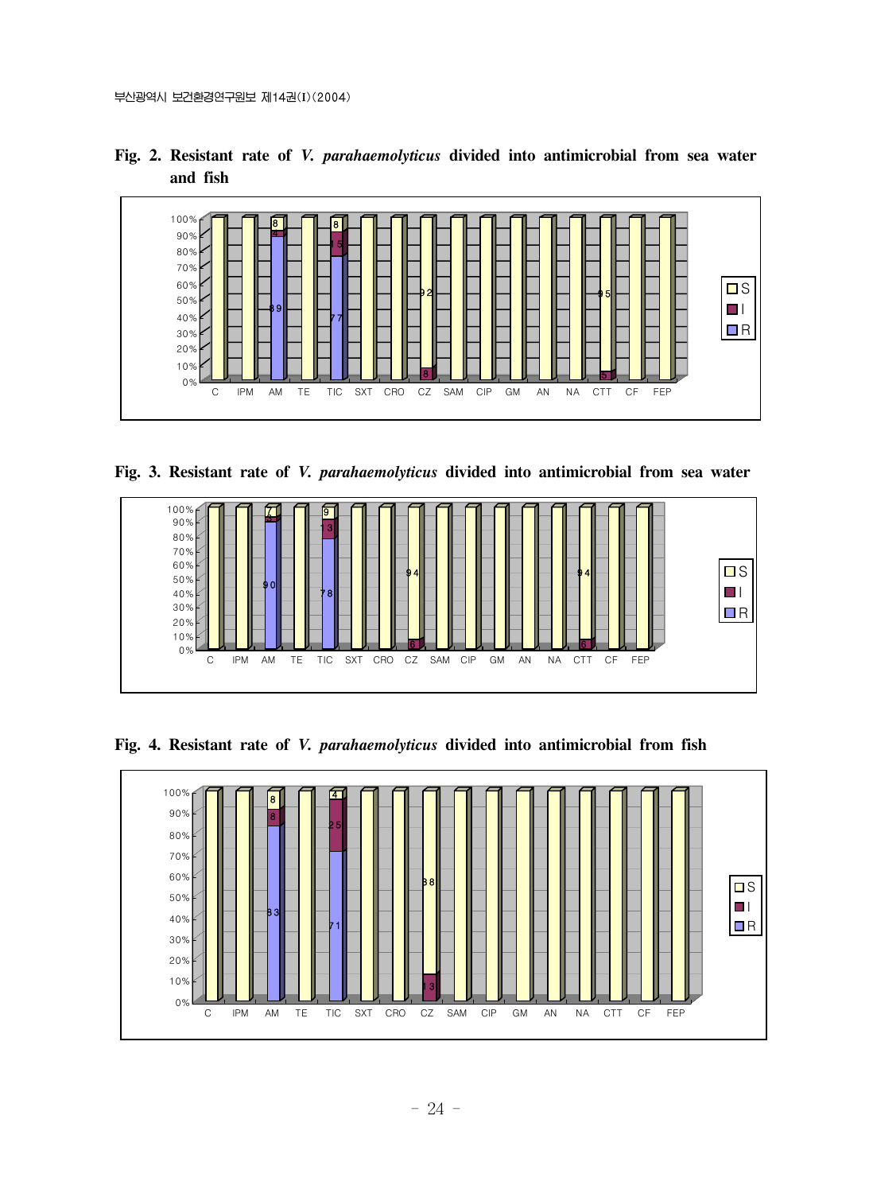**Fig. 2. Resistant rate of *V. parahaemolyticus* divided into antimicrobial from sea water and fish**

**Fig. 3. Resistant rate of *V. parahaemolyticus* divided into antimicrobial from sea water**

**Fig. 4. Resistant rate of *V. parahaemolyticus* divided into antimicrobial from fish**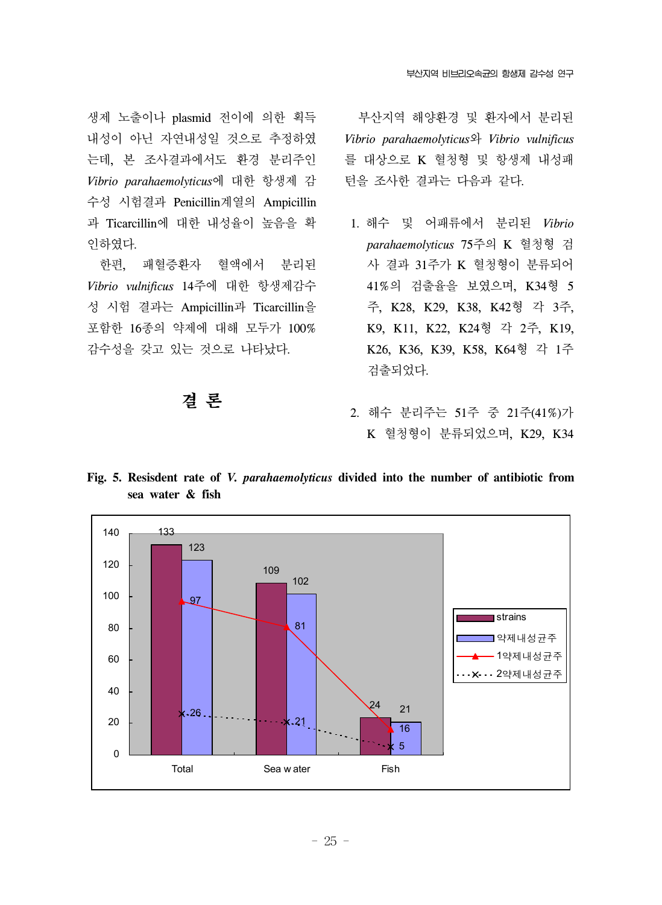생제 노출이나 plasmid 전이에 의한 획득 내성이 아닌 자연내성일 것으로 추정하였는데, 본 조사결과에서도 환경 분리주인 *Vibrio parahaemolyticus*에 대한 항생제 감수성 시험결과 Penicillin계열의 Ampicillin과 Ticarcillin에 대한 내성율이 높음을 확인하였다.

한편, 패혈증환자 혈액에서 분리된 *Vibrio vulnificus* 14주에 대한 항생제감수성 시험 결과는 Ampicillin과 Ticarcillin을 포함한 16종의 약제에 대해 모두가 100% 감수성을 갖고 있는 것으로 나타났다.

## 결 론

부산지역 해양환경 및 환자에서 분리된 *Vibrio parahaemolyticus*와 *Vibrio vulnificus*를 대상으로 K 혈청형 및 항생제 내성패턴을 조사한 결과는 다음과 같다.

1. 해수 및 어패류에서 분리된 *Vibrio parahaemolyticus* 75주의 K 혈청형 검사 결과 31주가 K 혈청형이 분류되어 41%의 검출율을 보였으며, K34형 5주, K28, K29, K38, K42형 각 3주, K9, K11, K22, K24형 각 2주, K19, K26, K36, K39, K58, K64형 각 1주 검출되었다.

2. 해수 분리주는 51주 중 21주(41%)가 K 혈청형이 분류되었으며, K29, K34

**Fig. 5. Resisdent rate of *V. parahaemolyticus* divided into the number of antibiotic from sea water & fish**

| | strains | 약제내성균주 | 1약제내성균주 | 2약제내성균주 |
|---|---|---|---|---|
| Total | 133 | 123 | 97 | 26 |
| Sea water | 109 | 102 | 81 | 21 |
| Fish | 24 | 21 | 16 | 5 |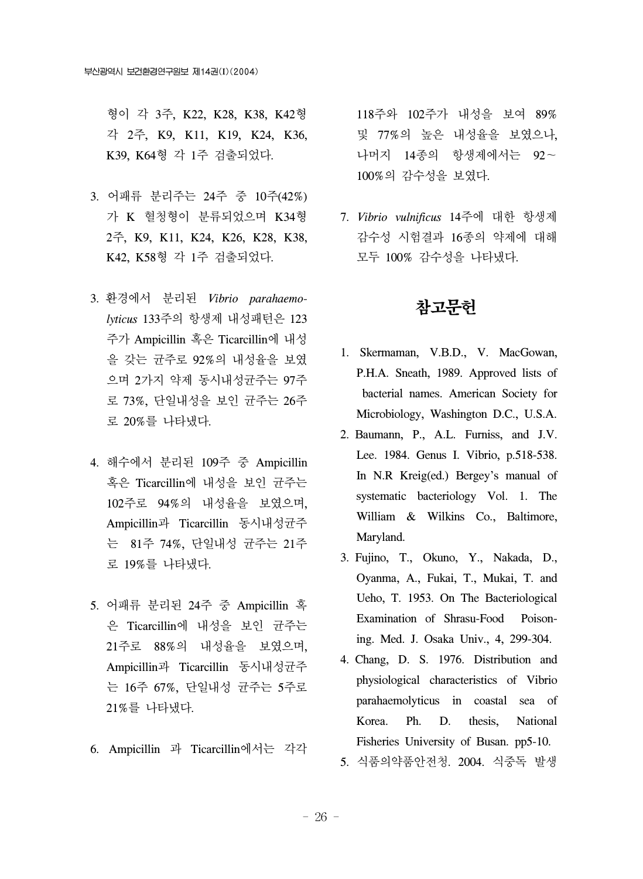형이 각 3주, K22, K28, K38, K42형 각 2주, K9, K11, K19, K24, K36, K39, K64형 각 1주 검출되었다.

3. 어패류 분리주는 24주 중 10주(42%)가 K 혈청형이 분류되었으며 K34형 2주, K9, K11, K24, K26, K28, K38, K42, K58형 각 1주 검출되었다.

3. 환경에서 분리된 *Vibrio parahaemolyticus* 133주의 항생제 내성패턴은 123주가 Ampicillin 혹은 Ticarcillin에 내성을 갖는 균주로 92%의 내성율을 보였으며 2가지 약제 동시내성균주는 97주로 73%, 단일내성을 보인 균주는 26주로 20%를 나타냈다.

4. 해수에서 분리된 109주 중 Ampicillin 혹은 Ticarcillin에 내성을 보인 균주는 102주로 94%의 내성율을 보였으며, Ampicillin과 Ticarcillin 동시내성균주는 81주 74%, 단일내성 균주는 21주로 19%를 나타냈다.

5. 어패류 분리된 24주 중 Ampicillin 혹은 Ticarcillin에 내성을 보인 균주는 21주로 88%의 내성율을 보였으며, Ampicillin과 Ticarcillin 동시내성균주는 16주 67%, 단일내성 균주는 5주로 21%를 나타냈다.

6. Ampicillin 과 Ticarcillin에서는 각각 118주와 102주가 내성을 보여 89% 및 77%의 높은 내성율을 보였으나, 나머지 14종의 항생제에서는 92~100%의 감수성을 보였다.

7. *Vibrio vulnificus* 14주에 대한 항생제 감수성 시험결과 16종의 약제에 대해 모두 100% 감수성을 나타냈다.

# 참고문헌

1. Skermaman, V.B.D., V. MacGowan, P.H.A. Sneath, 1989. Approved lists of bacterial names. American Society for Microbiology, Washington D.C., U.S.A.
2. Baumann, P., A.L. Furniss, and J.V. Lee. 1984. Genus I. Vibrio, p.518-538. In N.R Kreig(ed.) Bergey's manual of systematic bacteriology Vol. 1. The William & Wilkins Co., Baltimore, Maryland.
3. Fujino, T., Okuno, Y., Nakada, D., Oyanma, A., Fukai, T., Mukai, T. and Ueho, T. 1953. On The Bacteriological Examination of Shrasu-Food Poisoning. Med. J. Osaka Univ., 4, 299-304.
4. Chang, D. S. 1976. Distribution and physiological characteristics of Vibrio parahaemolyticus in coastal sea of Korea. Ph. D. thesis, National Fisheries University of Busan. pp5-10.
5. 식품의약품안전청. 2004. 식중독 발생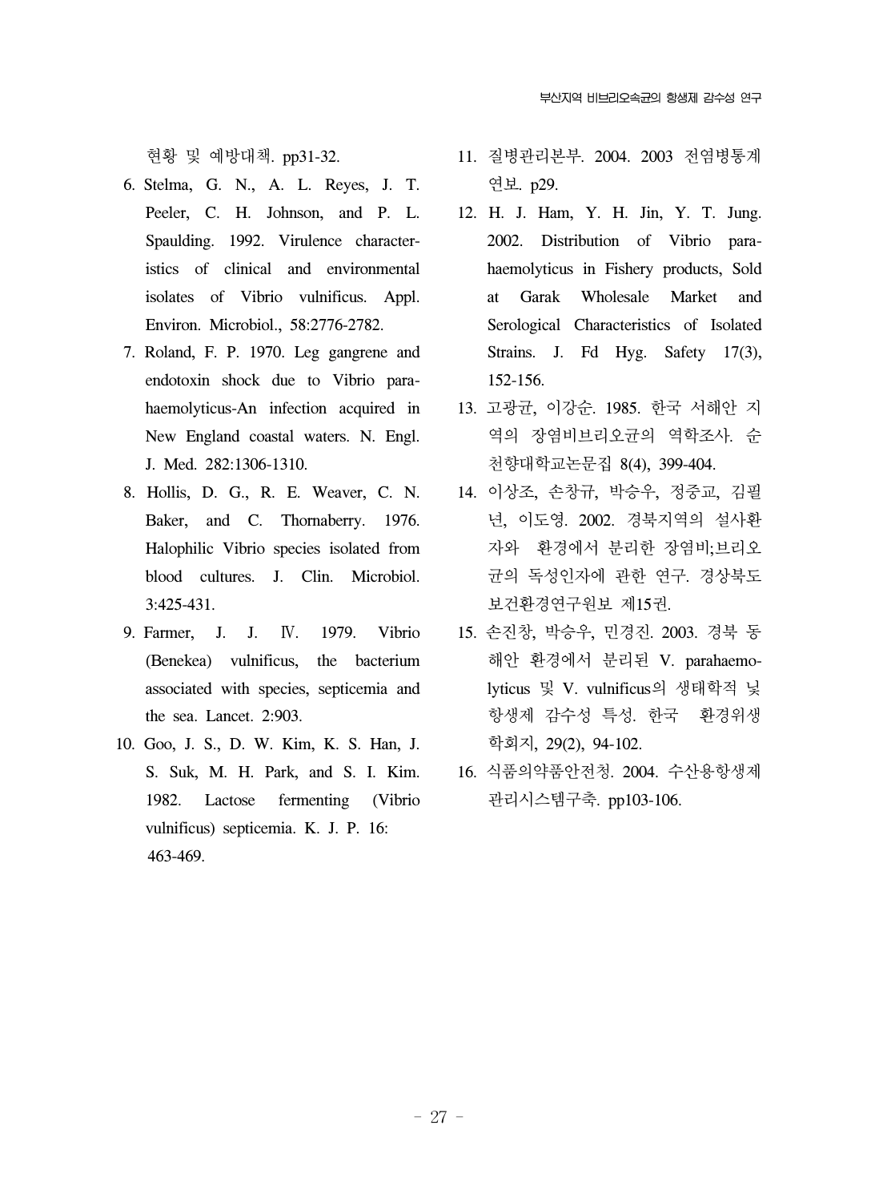현황 및 예방대책. pp31-32.

6. Stelma, G. N., A. L. Reyes, J. T. Peeler, C. H. Johnson, and P. L. Spaulding. 1992. Virulence characteristics of clinical and environmental isolates of Vibrio vulnificus. Appl. Environ. Microbiol., 58:2776-2782.
7. Roland, F. P. 1970. Leg gangrene and endotoxin shock due to Vibrio parahaemolyticus-An infection acquired in New England coastal waters. N. Engl. J. Med. 282:1306-1310.
8. Hollis, D. G., R. E. Weaver, C. N. Baker, and C. Thornaberry. 1976. Halophilic Vibrio species isolated from blood cultures. J. Clin. Microbiol. 3:425-431.
9. Farmer, J. J. Ⅳ. 1979. Vibrio (Benekea) vulnificus, the bacterium associated with species, septicemia and the sea. Lancet. 2:903.
10. Goo, J. S., D. W. Kim, K. S. Han, J. S. Suk, M. H. Park, and S. I. Kim. 1982. Lactose fermenting (Vibrio vulnificus) septicemia. K. J. P. 16: 463-469.
11. 질병관리본부. 2004. 2003 전염병통계연보. p29.
12. H. J. Ham, Y. H. Jin, Y. T. Jung. 2002. Distribution of Vibrio parahaemolyticus in Fishery products, Sold at Garak Wholesale Market and Serological Characteristics of Isolated Strains. J. Fd Hyg. Safety 17(3), 152-156.
13. 고광균, 이강순. 1985. 한국 서해안 지역의 장염비브리오균의 역학조사. 순천향대학교논문집 8(4), 399-404.
14. 이상조, 손창규, 박승우, 정중교, 김필년, 이도영. 2002. 경북지역의 설사환자와 환경에서 분리한 장염비;브리오균의 독성인자에 관한 연구. 경상북도 보건환경연구원보 제15권.
15. 손진창, 박승우, 민경진. 2003. 경북 동해안 환경에서 분리된 V. parahaemolyticus 및 V. vulnificus의 생태학적 및 항생제 감수성 특성. 한국 환경위생학회지, 29(2), 94-102.
16. 식품의약품안전청. 2004. 수산용항생제 관리시스템구축. pp103-106.